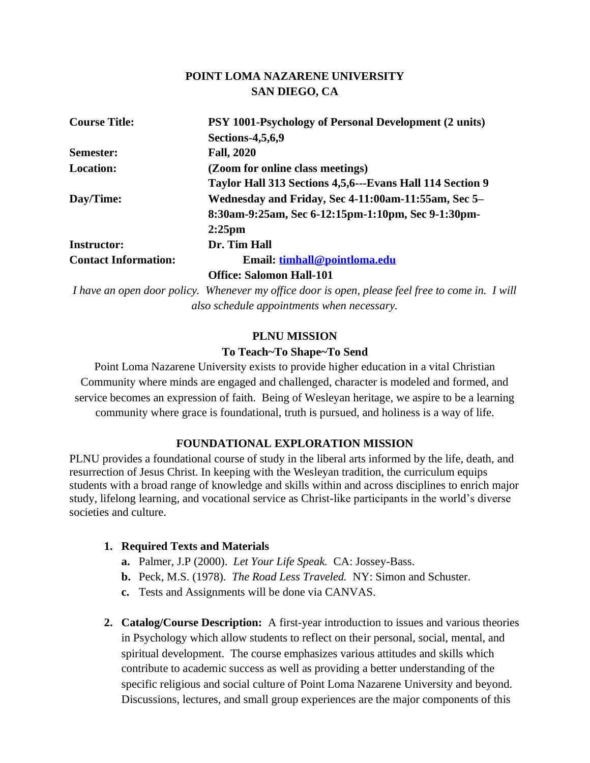**POINT LOMA NAZARENE UNIVERSITY**
**SAN DIEGO, CA**

| | |
|---|---|
| **Course Title:** | **PSY 1001-Psychology of Personal Development (2 units) Sections-4,5,6,9** |
| **Semester:** | **Fall, 2020** |
| **Location:** | **(Zoom for online class meetings)** **Taylor Hall 313 Sections 4,5,6---Evans Hall 114 Section 9** |
| **Day/Time:** | **Wednesday and Friday, Sec 4-11:00am-11:55am, Sec 5– 8:30am-9:25am, Sec 6-12:15pm-1:10pm, Sec 9-1:30pm-2:25pm** |
| **Instructor:** | **Dr. Tim Hall** |
| **Contact Information:** | **Email: timhall@pointloma.edu** **Office: Salomon Hall-101** |

*I have an open door policy. Whenever my office door is open, please feel free to come in. I will also schedule appointments when necessary.*

**PLNU MISSION**

**To Teach~To Shape~To Send**

Point Loma Nazarene University exists to provide higher education in a vital Christian Community where minds are engaged and challenged, character is modeled and formed, and service becomes an expression of faith. Being of Wesleyan heritage, we aspire to be a learning community where grace is foundational, truth is pursued, and holiness is a way of life.

**FOUNDATIONAL EXPLORATION MISSION**

PLNU provides a foundational course of study in the liberal arts informed by the life, death, and resurrection of Jesus Christ. In keeping with the Wesleyan tradition, the curriculum equips students with a broad range of knowledge and skills within and across disciplines to enrich major study, lifelong learning, and vocational service as Christ-like participants in the world's diverse societies and culture.

1. **Required Texts and Materials**
   a. Palmer, J.P (2000). *Let Your Life Speak.* CA: Jossey-Bass.
   b. Peck, M.S. (1978). *The Road Less Traveled.* NY: Simon and Schuster.
   c. Tests and Assignments will be done via CANVAS.

2. **Catalog/Course Description:** A first-year introduction to issues and various theories in Psychology which allow students to reflect on their personal, social, mental, and spiritual development. The course emphasizes various attitudes and skills which contribute to academic success as well as providing a better understanding of the specific religious and social culture of Point Loma Nazarene University and beyond. Discussions, lectures, and small group experiences are the major components of this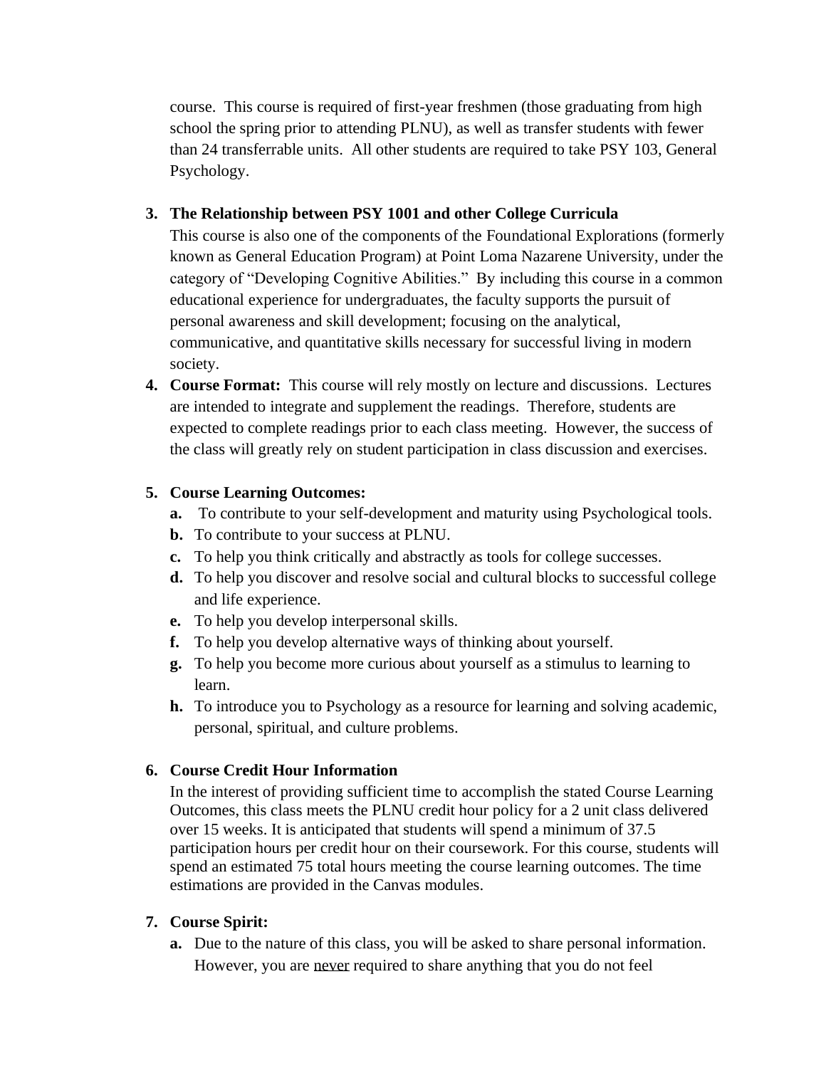course. This course is required of first-year freshmen (those graduating from high school the spring prior to attending PLNU), as well as transfer students with fewer than 24 transferrable units. All other students are required to take PSY 103, General Psychology.

3. **The Relationship between PSY 1001 and other College Curricula**
   This course is also one of the components of the Foundational Explorations (formerly known as General Education Program) at Point Loma Nazarene University, under the category of "Developing Cognitive Abilities." By including this course in a common educational experience for undergraduates, the faculty supports the pursuit of personal awareness and skill development; focusing on the analytical, communicative, and quantitative skills necessary for successful living in modern society.
4. **Course Format:** This course will rely mostly on lecture and discussions. Lectures are intended to integrate and supplement the readings. Therefore, students are expected to complete readings prior to each class meeting. However, the success of the class will greatly rely on student participation in class discussion and exercises.

5. **Course Learning Outcomes:**
   - **a.** To contribute to your self-development and maturity using Psychological tools.
   - **b.** To contribute to your success at PLNU.
   - **c.** To help you think critically and abstractly as tools for college successes.
   - **d.** To help you discover and resolve social and cultural blocks to successful college and life experience.
   - **e.** To help you develop interpersonal skills.
   - **f.** To help you develop alternative ways of thinking about yourself.
   - **g.** To help you become more curious about yourself as a stimulus to learning to learn.
   - **h.** To introduce you to Psychology as a resource for learning and solving academic, personal, spiritual, and culture problems.

6. **Course Credit Hour Information**
   In the interest of providing sufficient time to accomplish the stated Course Learning Outcomes, this class meets the PLNU credit hour policy for a 2 unit class delivered over 15 weeks. It is anticipated that students will spend a minimum of 37.5 participation hours per credit hour on their coursework. For this course, students will spend an estimated 75 total hours meeting the course learning outcomes. The time estimations are provided in the Canvas modules.

7. **Course Spirit:**
   - **a.** Due to the nature of this class, you will be asked to share personal information. However, you are <u>never</u> required to share anything that you do not feel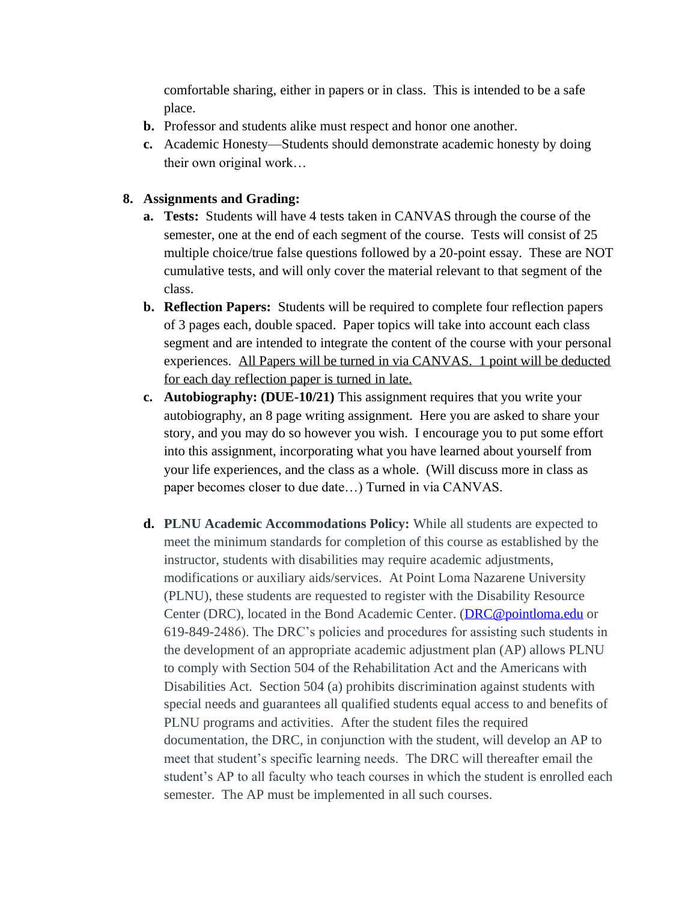comfortable sharing, either in papers or in class. This is intended to be a safe place.

b. Professor and students alike must respect and honor one another.

c. Academic Honesty—Students should demonstrate academic honesty by doing their own original work…

8. **Assignments and Grading:**

   a. **Tests:** Students will have 4 tests taken in CANVAS through the course of the semester, one at the end of each segment of the course. Tests will consist of 25 multiple choice/true false questions followed by a 20-point essay. These are NOT cumulative tests, and will only cover the material relevant to that segment of the class.

   b. **Reflection Papers:** Students will be required to complete four reflection papers of 3 pages each, double spaced. Paper topics will take into account each class segment and are intended to integrate the content of the course with your personal experiences. <u>All Papers will be turned in via CANVAS. 1 point will be deducted for each day reflection paper is turned in late.</u>

   c. **Autobiography: (DUE-10/21)** This assignment requires that you write your autobiography, an 8 page writing assignment. Here you are asked to share your story, and you may do so however you wish. I encourage you to put some effort into this assignment, incorporating what you have learned about yourself from your life experiences, and the class as a whole. (Will discuss more in class as paper becomes closer to due date…) Turned in via CANVAS.

   d. **PLNU Academic Accommodations Policy:** While all students are expected to meet the minimum standards for completion of this course as established by the instructor, students with disabilities may require academic adjustments, modifications or auxiliary aids/services. At Point Loma Nazarene University (PLNU), these students are requested to register with the Disability Resource Center (DRC), located in the Bond Academic Center. (DRC@pointloma.edu or 619-849-2486). The DRC's policies and procedures for assisting such students in the development of an appropriate academic adjustment plan (AP) allows PLNU to comply with Section 504 of the Rehabilitation Act and the Americans with Disabilities Act. Section 504 (a) prohibits discrimination against students with special needs and guarantees all qualified students equal access to and benefits of PLNU programs and activities. After the student files the required documentation, the DRC, in conjunction with the student, will develop an AP to meet that student's specific learning needs. The DRC will thereafter email the student's AP to all faculty who teach courses in which the student is enrolled each semester. The AP must be implemented in all such courses.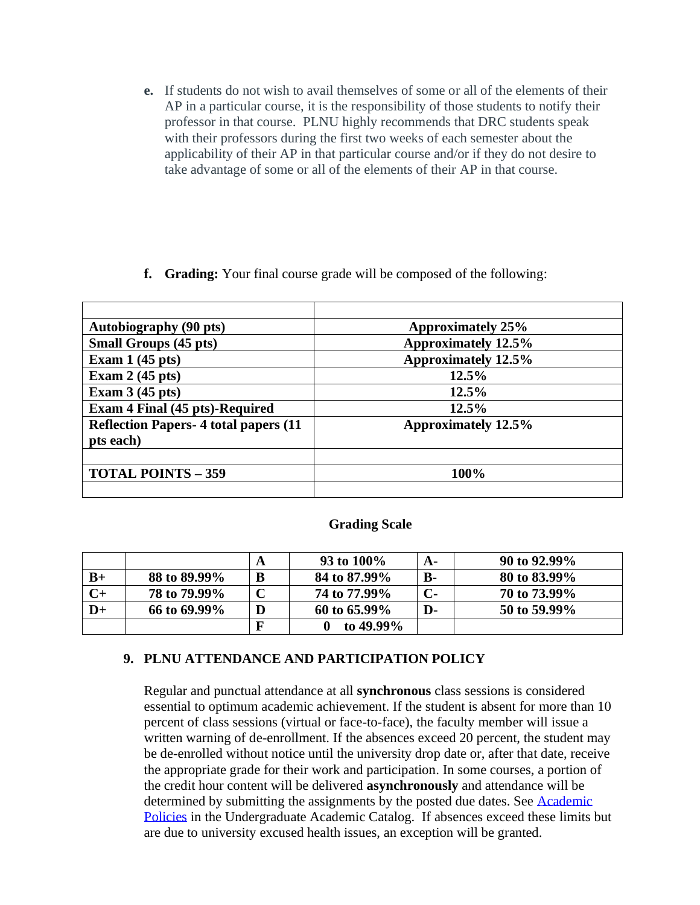e. If students do not wish to avail themselves of some or all of the elements of their AP in a particular course, it is the responsibility of those students to notify their professor in that course. PLNU highly recommends that DRC students speak with their professors during the first two weeks of each semester about the applicability of their AP in that particular course and/or if they do not desire to take advantage of some or all of the elements of their AP in that course.

f. **Grading:** Your final course grade will be composed of the following:

| | |
|---|---|
| **Autobiography (90 pts)** | **Approximately 25%** |
| **Small Groups (45 pts)** | **Approximately 12.5%** |
| **Exam 1 (45 pts)** | **Approximately 12.5%** |
| **Exam 2 (45 pts)** | **12.5%** |
| **Exam 3 (45 pts)** | **12.5%** |
| **Exam 4 Final (45 pts)-Required** | **12.5%** |
| **Reflection Papers- 4 total papers (11 pts each)** | **Approximately 12.5%** |
| | |
| **TOTAL POINTS – 359** | **100%** |
| | |

**Grading Scale**

| | | | | | |
|---|---|---|---|---|---|
| | | **A** | **93 to 100%** | **A-** | **90 to 92.99%** |
| **B+** | **88 to 89.99%** | **B** | **84 to 87.99%** | **B-** | **80 to 83.99%** |
| **C+** | **78 to 79.99%** | **C** | **74 to 77.99%** | **C-** | **70 to 73.99%** |
| **D+** | **66 to 69.99%** | **D** | **60 to 65.99%** | **D-** | **50 to 59.99%** |
| | | **F** | **0 to 49.99%** | | |

## 9. PLNU ATTENDANCE AND PARTICIPATION POLICY

Regular and punctual attendance at all **synchronous** class sessions is considered essential to optimum academic achievement. If the student is absent for more than 10 percent of class sessions (virtual or face-to-face), the faculty member will issue a written warning of de-enrollment. If the absences exceed 20 percent, the student may be de-enrolled without notice until the university drop date or, after that date, receive the appropriate grade for their work and participation. In some courses, a portion of the credit hour content will be delivered **asynchronously** and attendance will be determined by submitting the assignments by the posted due dates. See Academic Policies in the Undergraduate Academic Catalog. If absences exceed these limits but are due to university excused health issues, an exception will be granted.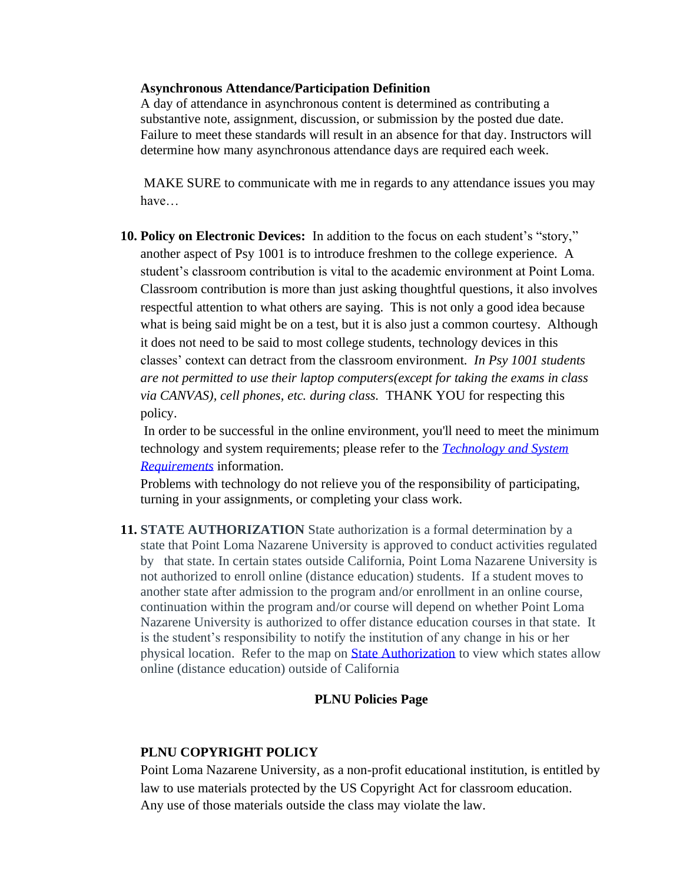**Asynchronous Attendance/Participation Definition**

A day of attendance in asynchronous content is determined as contributing a substantive note, assignment, discussion, or submission by the posted due date. Failure to meet these standards will result in an absence for that day. Instructors will determine how many asynchronous attendance days are required each week.

MAKE SURE to communicate with me in regards to any attendance issues you may have…

10. **Policy on Electronic Devices:** In addition to the focus on each student's "story," another aspect of Psy 1001 is to introduce freshmen to the college experience. A student's classroom contribution is vital to the academic environment at Point Loma. Classroom contribution is more than just asking thoughtful questions, it also involves respectful attention to what others are saying. This is not only a good idea because what is being said might be on a test, but it is also just a common courtesy. Although it does not need to be said to most college students, technology devices in this classes' context can detract from the classroom environment. *In Psy 1001 students are not permitted to use their laptop computers(except for taking the exams in class via CANVAS), cell phones, etc. during class.* THANK YOU for respecting this policy.

    In order to be successful in the online environment, you'll need to meet the minimum technology and system requirements; please refer to the [*Technology and System Requirements*]() information.

    Problems with technology do not relieve you of the responsibility of participating, turning in your assignments, or completing your class work.

11. **STATE AUTHORIZATION** State authorization is a formal determination by a state that Point Loma Nazarene University is approved to conduct activities regulated by that state. In certain states outside California, Point Loma Nazarene University is not authorized to enroll online (distance education) students. If a student moves to another state after admission to the program and/or enrollment in an online course, continuation within the program and/or course will depend on whether Point Loma Nazarene University is authorized to offer distance education courses in that state. It is the student's responsibility to notify the institution of any change in his or her physical location. Refer to the map on [State Authorization]() to view which states allow online (distance education) outside of California

## PLNU Policies Page

### PLNU COPYRIGHT POLICY

Point Loma Nazarene University, as a non-profit educational institution, is entitled by law to use materials protected by the US Copyright Act for classroom education. Any use of those materials outside the class may violate the law.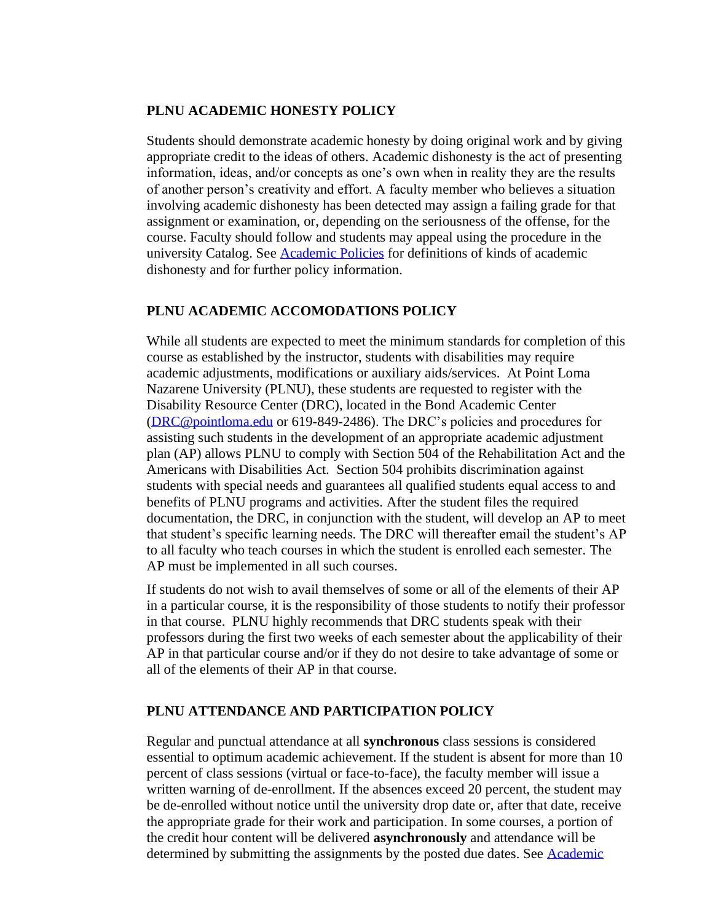## PLNU ACADEMIC HONESTY POLICY

Students should demonstrate academic honesty by doing original work and by giving appropriate credit to the ideas of others. Academic dishonesty is the act of presenting information, ideas, and/or concepts as one's own when in reality they are the results of another person's creativity and effort. A faculty member who believes a situation involving academic dishonesty has been detected may assign a failing grade for that assignment or examination, or, depending on the seriousness of the offense, for the course. Faculty should follow and students may appeal using the procedure in the university Catalog. See [Academic Policies] for definitions of kinds of academic dishonesty and for further policy information.

## PLNU ACADEMIC ACCOMODATIONS POLICY

While all students are expected to meet the minimum standards for completion of this course as established by the instructor, students with disabilities may require academic adjustments, modifications or auxiliary aids/services. At Point Loma Nazarene University (PLNU), these students are requested to register with the Disability Resource Center (DRC), located in the Bond Academic Center (DRC@pointloma.edu or 619-849-2486). The DRC's policies and procedures for assisting such students in the development of an appropriate academic adjustment plan (AP) allows PLNU to comply with Section 504 of the Rehabilitation Act and the Americans with Disabilities Act. Section 504 prohibits discrimination against students with special needs and guarantees all qualified students equal access to and benefits of PLNU programs and activities. After the student files the required documentation, the DRC, in conjunction with the student, will develop an AP to meet that student's specific learning needs. The DRC will thereafter email the student's AP to all faculty who teach courses in which the student is enrolled each semester. The AP must be implemented in all such courses.

If students do not wish to avail themselves of some or all of the elements of their AP in a particular course, it is the responsibility of those students to notify their professor in that course. PLNU highly recommends that DRC students speak with their professors during the first two weeks of each semester about the applicability of their AP in that particular course and/or if they do not desire to take advantage of some or all of the elements of their AP in that course.

## PLNU ATTENDANCE AND PARTICIPATION POLICY

Regular and punctual attendance at all **synchronous** class sessions is considered essential to optimum academic achievement. If the student is absent for more than 10 percent of class sessions (virtual or face-to-face), the faculty member will issue a written warning of de-enrollment. If the absences exceed 20 percent, the student may be de-enrolled without notice until the university drop date or, after that date, receive the appropriate grade for their work and participation. In some courses, a portion of the credit hour content will be delivered **asynchronously** and attendance will be determined by submitting the assignments by the posted due dates. See Academic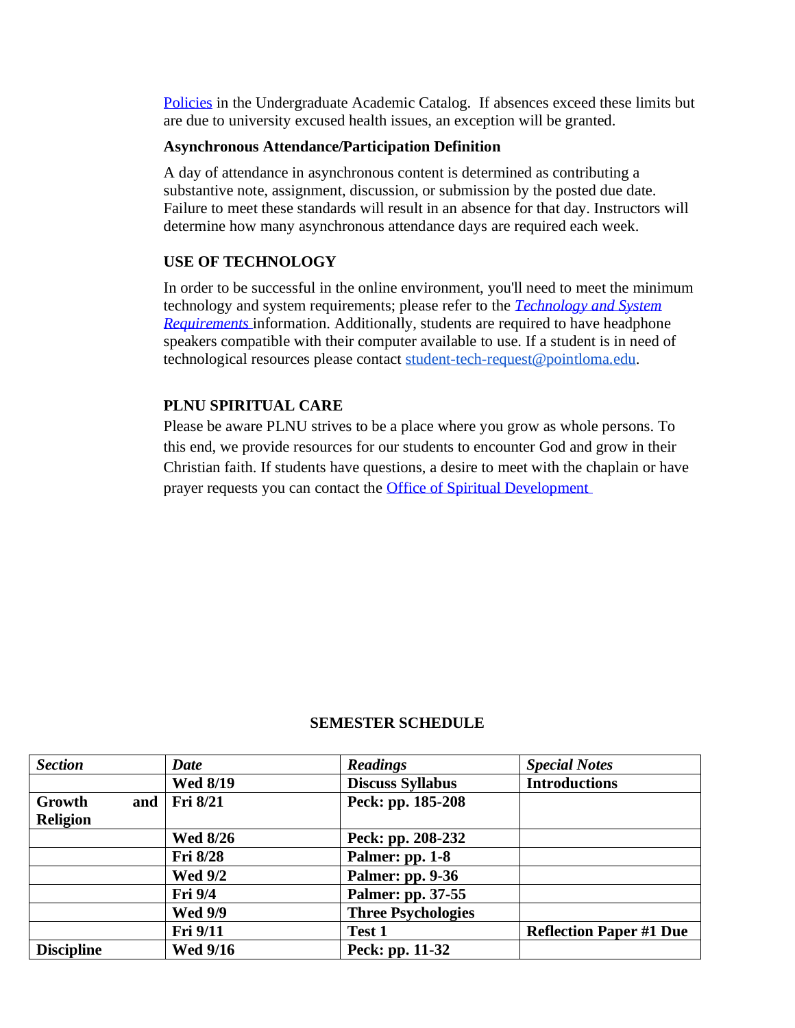Policies in the Undergraduate Academic Catalog. If absences exceed these limits but are due to university excused health issues, an exception will be granted.

**Asynchronous Attendance/Participation Definition**

A day of attendance in asynchronous content is determined as contributing a substantive note, assignment, discussion, or submission by the posted due date. Failure to meet these standards will result in an absence for that day. Instructors will determine how many asynchronous attendance days are required each week.

## USE OF TECHNOLOGY

In order to be successful in the online environment, you'll need to meet the minimum technology and system requirements; please refer to the *Technology and System Requirements* information. Additionally, students are required to have headphone speakers compatible with their computer available to use. If a student is in need of technological resources please contact student-tech-request@pointloma.edu.

## PLNU SPIRITUAL CARE

Please be aware PLNU strives to be a place where you grow as whole persons. To this end, we provide resources for our students to encounter God and grow in their Christian faith. If students have questions, a desire to meet with the chaplain or have prayer requests you can contact the Office of Spiritual Development

## SEMESTER SCHEDULE

| *Section* | *Date* | *Readings* | *Special Notes* |
|---|---|---|---|
| | **Wed 8/19** | **Discuss Syllabus** | **Introductions** |
| **Growth and Religion** | **Fri 8/21** | **Peck: pp. 185-208** | |
| | **Wed 8/26** | **Peck: pp. 208-232** | |
| | **Fri 8/28** | **Palmer: pp. 1-8** | |
| | **Wed 9/2** | **Palmer: pp. 9-36** | |
| | **Fri 9/4** | **Palmer: pp. 37-55** | |
| | **Wed 9/9** | **Three Psychologies** | |
| | **Fri 9/11** | **Test 1** | **Reflection Paper #1 Due** |
| **Discipline** | **Wed 9/16** | **Peck: pp. 11-32** | |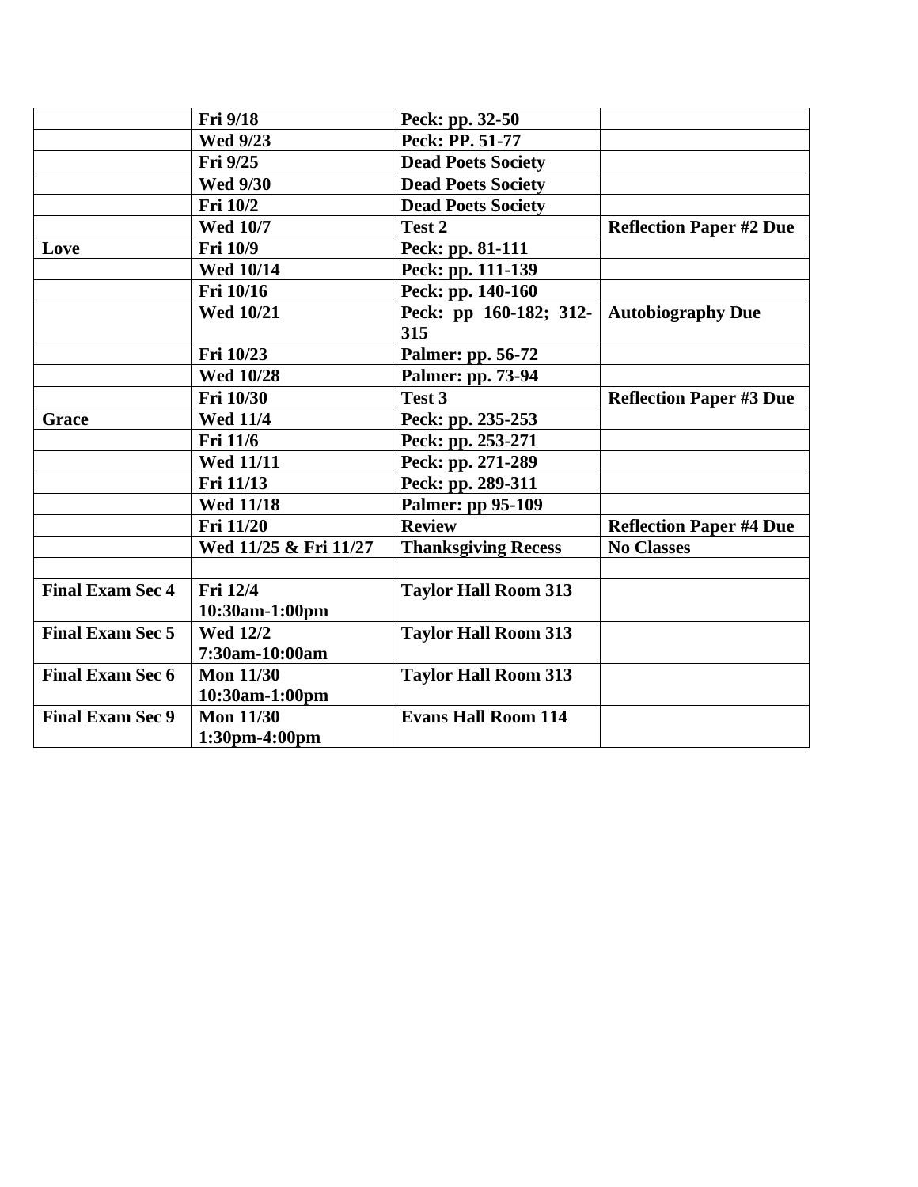| | | | |
|---|---|---|---|
| | **Fri 9/18** | **Peck: pp. 32-50** | |
| | **Wed 9/23** | **Peck: PP. 51-77** | |
| | **Fri 9/25** | **Dead Poets Society** | |
| | **Wed 9/30** | **Dead Poets Society** | |
| | **Fri 10/2** | **Dead Poets Society** | |
| | **Wed 10/7** | **Test 2** | **Reflection Paper #2 Due** |
| **Love** | **Fri 10/9** | **Peck: pp. 81-111** | |
| | **Wed 10/14** | **Peck: pp. 111-139** | |
| | **Fri 10/16** | **Peck: pp. 140-160** | |
| | **Wed 10/21** | **Peck: pp 160-182; 312-315** | **Autobiography Due** |
| | **Fri 10/23** | **Palmer: pp. 56-72** | |
| | **Wed 10/28** | **Palmer: pp. 73-94** | |
| | **Fri 10/30** | **Test 3** | **Reflection Paper #3 Due** |
| **Grace** | **Wed 11/4** | **Peck: pp. 235-253** | |
| | **Fri 11/6** | **Peck: pp. 253-271** | |
| | **Wed 11/11** | **Peck: pp. 271-289** | |
| | **Fri 11/13** | **Peck: pp. 289-311** | |
| | **Wed 11/18** | **Palmer: pp 95-109** | |
| | **Fri 11/20** | **Review** | **Reflection Paper #4 Due** |
| | **Wed 11/25 & Fri 11/27** | **Thanksgiving Recess** | **No Classes** |
| | | | |
| **Final Exam Sec 4** | **Fri 12/4 10:30am-1:00pm** | **Taylor Hall Room 313** | |
| **Final Exam Sec 5** | **Wed 12/2 7:30am-10:00am** | **Taylor Hall Room 313** | |
| **Final Exam Sec 6** | **Mon 11/30 10:30am-1:00pm** | **Taylor Hall Room 313** | |
| **Final Exam Sec 9** | **Mon 11/30 1:30pm-4:00pm** | **Evans Hall Room 114** | |